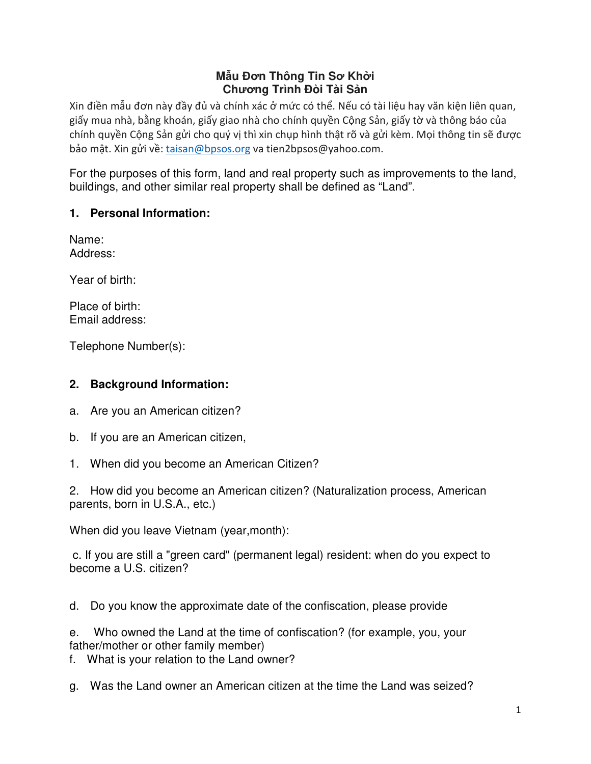# Mẫu Đơn Thông Tin Sơ Khởi
# Chương Trình Đòi Tài Sản

Xin điền mẫu đơn này đầy đủ và chính xác ở mức có thể. Nếu có tài liệu hay văn kiện liên quan, giấy mua nhà, bằng khoán, giấy giao nhà cho chính quyền Cộng Sản, giấy tờ và thông báo của chính quyền Cộng Sản gửi cho quý vị thì xin chụp hình thật rõ và gửi kèm. Mọi thông tin sẽ được bảo mật. Xin gửi về: taisan@bpsos.org va tien2bpsos@yahoo.com.

For the purposes of this form, land and real property such as improvements to the land, buildings, and other similar real property shall be defined as "Land".

## 1. Personal Information:

Name:
Address:

Year of birth:

Place of birth:
Email address:

Telephone Number(s):

## 2. Background Information:

a. Are you an American citizen?

b. If you are an American citizen,

1. When did you become an American Citizen?

2. How did you become an American citizen? (Naturalization process, American parents, born in U.S.A., etc.)

When did you leave Vietnam (year,month):

c. If you are still a "green card" (permanent legal) resident: when do you expect to become a U.S. citizen?

d. Do you know the approximate date of the confiscation, please provide

e. Who owned the Land at the time of confiscation? (for example, you, your father/mother or other family member)

f. What is your relation to the Land owner?

g. Was the Land owner an American citizen at the time the Land was seized?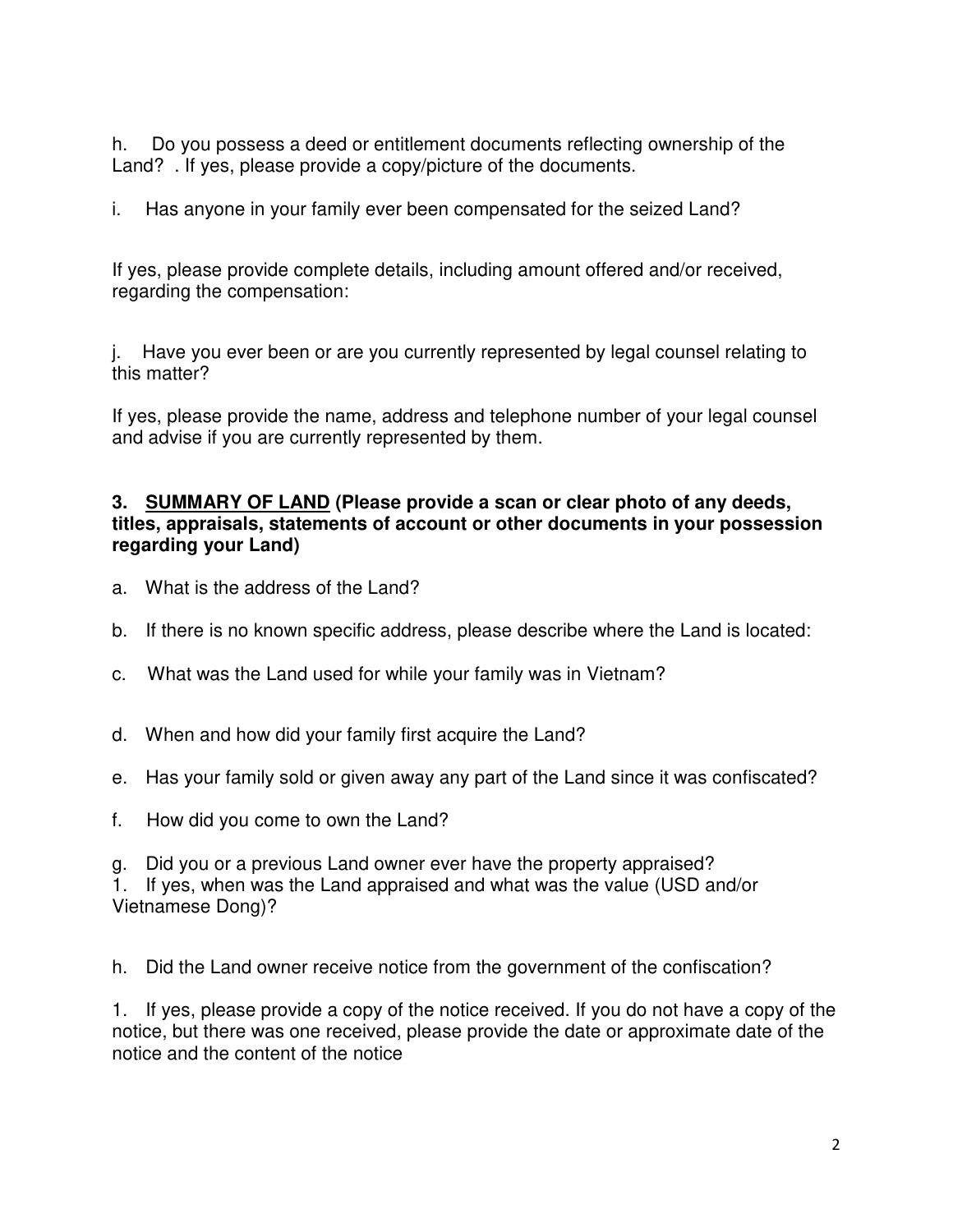h. Do you possess a deed or entitlement documents reflecting ownership of the Land? . If yes, please provide a copy/picture of the documents.

i. Has anyone in your family ever been compensated for the seized Land?

If yes, please provide complete details, including amount offered and/or received, regarding the compensation:

j. Have you ever been or are you currently represented by legal counsel relating to this matter?

If yes, please provide the name, address and telephone number of your legal counsel and advise if you are currently represented by them.

**3. <u>SUMMARY OF LAND</u> (Please provide a scan or clear photo of any deeds, titles, appraisals, statements of account or other documents in your possession regarding your Land)**

a. What is the address of the Land?

b. If there is no known specific address, please describe where the Land is located:

c. What was the Land used for while your family was in Vietnam?

d. When and how did your family first acquire the Land?

e. Has your family sold or given away any part of the Land since it was confiscated?

f. How did you come to own the Land?

g. Did you or a previous Land owner ever have the property appraised?

1. If yes, when was the Land appraised and what was the value (USD and/or Vietnamese Dong)?

h. Did the Land owner receive notice from the government of the confiscation?

1. If yes, please provide a copy of the notice received. If you do not have a copy of the notice, but there was one received, please provide the date or approximate date of the notice and the content of the notice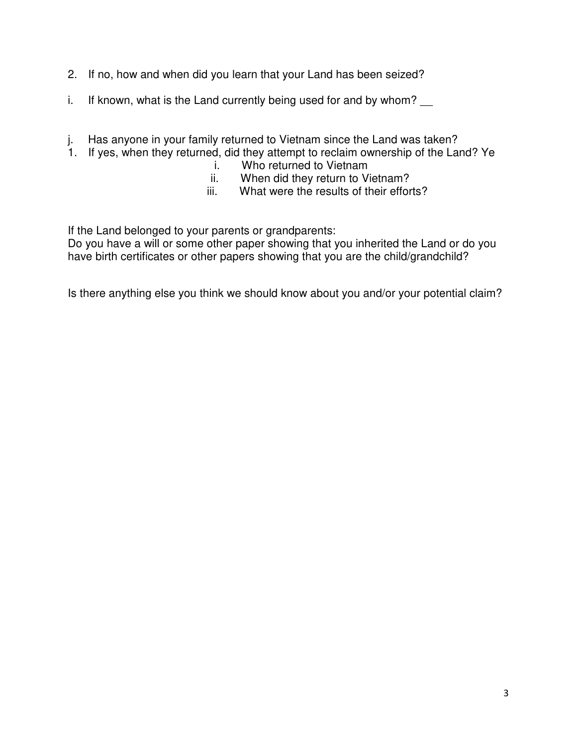2. If no, how and when did you learn that your Land has been seized?

i. If known, what is the Land currently being used for and by whom? __

j. Has anyone in your family returned to Vietnam since the Land was taken?

1. If yes, when they returned, did they attempt to reclaim ownership of the Land? Ye
   i. Who returned to Vietnam
   ii. When did they return to Vietnam?
   iii. What were the results of their efforts?

If the Land belonged to your parents or grandparents:
Do you have a will or some other paper showing that you inherited the Land or do you have birth certificates or other papers showing that you are the child/grandchild?

Is there anything else you think we should know about you and/or your potential claim?